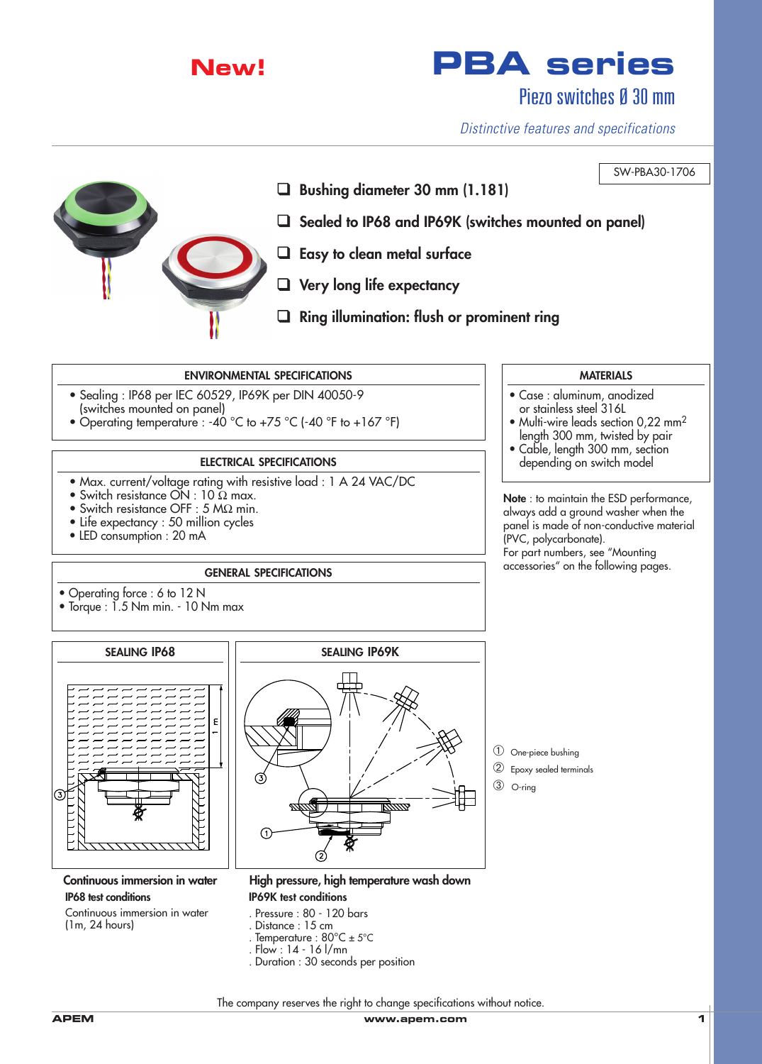**New!**

# PBA series

## Piezo switches Ø 30 mm

*Distinctive features and specifications*

SW-PBA30-1706

- ❑ **Bushing diameter 30 mm (1.181)**
- ❑ **Sealed to IP68 and IP69K (switches mounted on panel)**
- ❑ **Easy to clean metal surface**
- ❑ **Very long life expectancy**
- ❑ **Ring illumination: flush or prominent ring**

### ENVIRONMENTAL SPECIFICATIONS

- Sealing : IP68 per IEC 60529, IP69K per DIN 40050-9 (switches mounted on panel)
- Operating temperature : -40 °C to +75 °C (-40 °F to +167 °F)

### ELECTRICAL SPECIFICATIONS

- Max. current/voltage rating with resistive load : 1 A 24 VAC/DC
- Switch resistance ON : 10 Ω max.
- Switch resistance OFF : 5 MΩ min.
- Life expectancy : 50 million cycles
- LED consumption : 20 mA

### GENERAL SPECIFICATIONS

- Operating force : 6 to 12 N
- Torque : 1.5 Nm min. - 10 Nm max

### MATERIALS

- Case : aluminum, anodized or stainless steel 316L
- Multi-wire leads section 0,22 mm$^2$ length 300 mm, twisted by pair
- Cable, length 300 mm, section depending on switch model

**Note** : to maintain the ESD performance, always add a ground washer when the panel is made of non-conductive material (PVC, polycarbonate).
For part numbers, see "Mounting accessories" on the following pages.

### SEALING IP68

**Continuous immersion in water**

**IP68 test conditions**

Continuous immersion in water (1m, 24 hours)

### SEALING IP69K

**High pressure, high temperature wash down**

**IP69K test conditions**

. Pressure : 80 - 120 bars
. Distance : 15 cm
. Temperature : 80°C ± 5°C
. Flow : 14 - 16 l/mn
. Duration : 30 seconds per position

① One-piece bushing
② Epoxy sealed terminals
③ O-ring

The company reserves the right to change specifications without notice.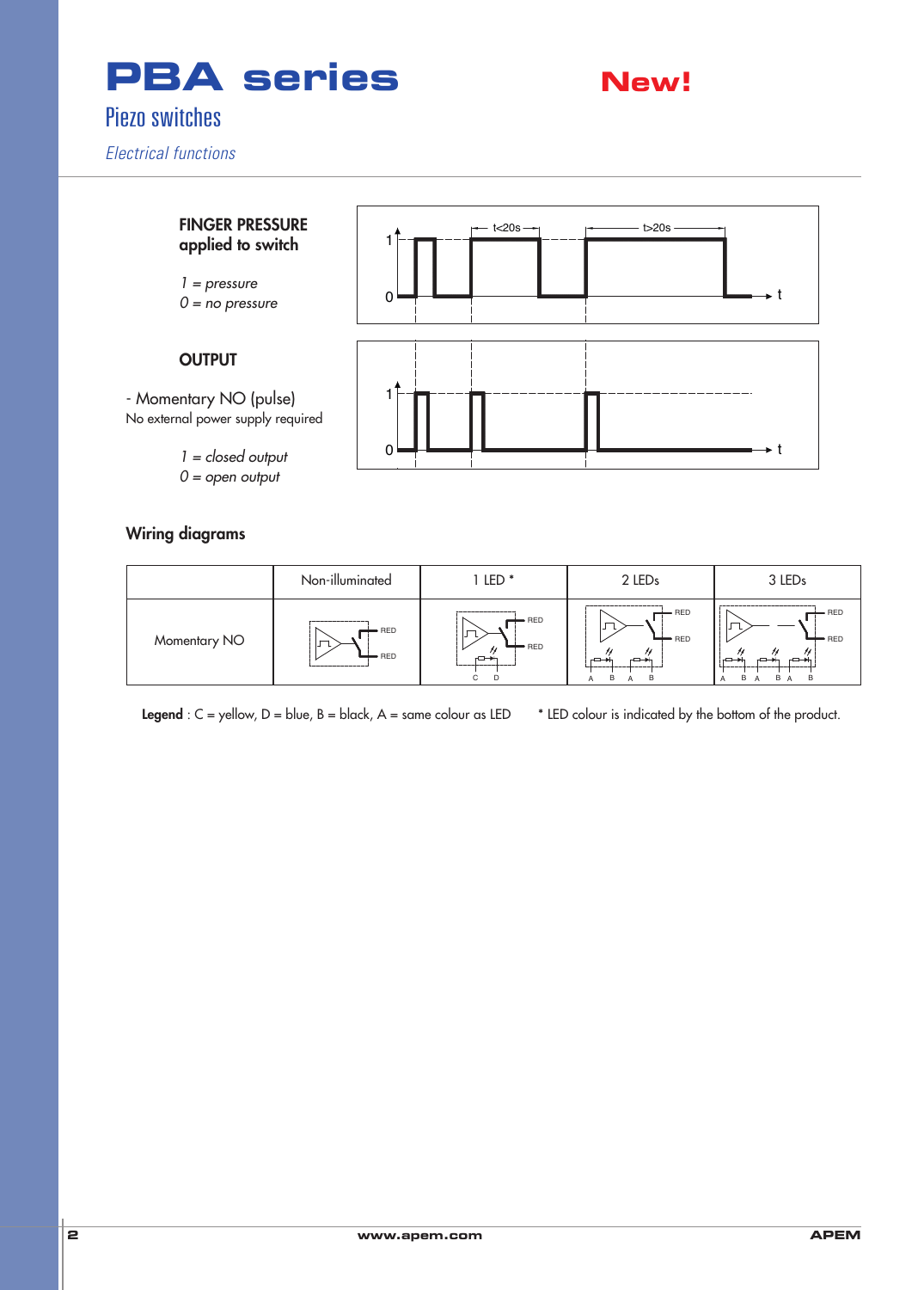# PBA series

**New!**

## Piezo switches

*Electrical functions*

**FINGER PRESSURE applied to switch**

*1 = pressure*
*0 = no pressure*

1 | t<20s | t>20s
0 | t

**OUTPUT**

- Momentary NO (pulse)
No external power supply required

*1 = closed output*
*0 = open output*

1
0 | t

### Wiring diagrams

| | Non-illuminated | 1 LED * | 2 LEDs | 3 LEDs |
|---|---|---|---|---|
| Momentary NO | RED RED | RED RED C D | RED RED A B A B | RED RED A B A B A B |

**Legend** : C = yellow, D = blue, B = black, A = same colour as LED     * LED colour is indicated by the bottom of the product.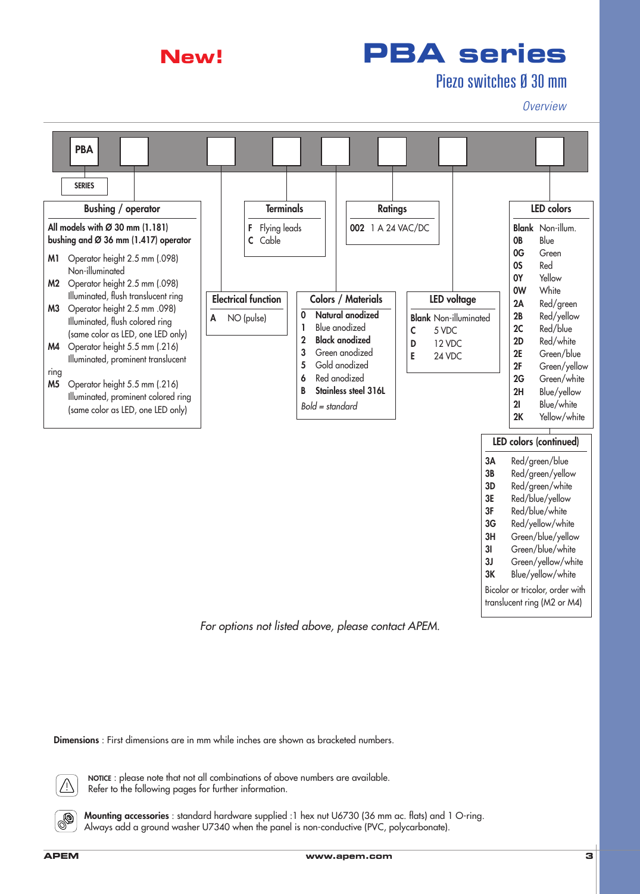New!

# PBA series

## Piezo switches Ø 30 mm

*Overview*

PBA [ ] [ ] [ ] [ ] [ ] [ ] [ ]

SERIES

### Bushing / operator

**All models with Ø 30 mm (1.181) bushing and Ø 36 mm (1.417) operator**

| | |
|---|---|
| **M1** | Operator height 2.5 mm (.098) Non-illuminated |
| **M2** | Operator height 2.5 mm (.098) Illuminated, flush translucent ring |
| **M3** | Operator height 2.5 mm .098) Illuminated, flush colored ring (same color as LED, one LED only) |
| **M4** | Operator height 5.5 mm (.216) Illuminated, prominent translucent ring |
| **M5** | Operator height 5.5 mm (.216) Illuminated, prominent colored ring (same color as LED, one LED only) |

### Electrical function

| | |
|---|---|
| **A** | NO (pulse) |

### Terminals

| | |
|---|---|
| **F** | Flying leads |
| **C** | Cable |

### Colors / Materials

| | |
|---|---|
| **0** | **Natural anodized** |
| **1** | Blue anodized |
| **2** | **Black anodized** |
| **3** | Green anodized |
| **5** | Gold anodized |
| **6** | Red anodized |
| **B** | **Stainless steel 316L** |

*Bold = standard*

### Ratings

| | |
|---|---|
| **002** | 1 A 24 VAC/DC |

### LED voltage

| | |
|---|---|
| **Blank** | Non-illuminated |
| **C** | 5 VDC |
| **D** | 12 VDC |
| **E** | 24 VDC |

### LED colors

| | |
|---|---|
| **Blank** | Non-illum. |
| **0B** | Blue |
| **0G** | Green |
| **0S** | Red |
| **0Y** | Yellow |
| **0W** | White |
| **2A** | Red/green |
| **2B** | Red/yellow |
| **2C** | Red/blue |
| **2D** | Red/white |
| **2E** | Green/blue |
| **2F** | Green/yellow |
| **2G** | Green/white |
| **2H** | Blue/yellow |
| **2I** | Blue/white |
| **2K** | Yellow/white |

### LED colors (continued)

| | |
|---|---|
| **3A** | Red/green/blue |
| **3B** | Red/green/yellow |
| **3D** | Red/green/white |
| **3E** | Red/blue/yellow |
| **3F** | Red/blue/white |
| **3G** | Red/yellow/white |
| **3H** | Green/blue/yellow |
| **3I** | Green/blue/white |
| **3J** | Green/yellow/white |
| **3K** | Blue/yellow/white |

Bicolor or tricolor, order with translucent ring (M2 or M4)

*For options not listed above, please contact APEM.*

**Dimensions** : First dimensions are in mm while inches are shown as bracketed numbers.

**NOTICE** : please note that not all combinations of above numbers are available.
Refer to the following pages for further information.

**Mounting accessories** : standard hardware supplied :1 hex nut U6730 (36 mm ac. flats) and 1 O-ring.
Always add a ground washer U7340 when the panel is non-conductive (PVC, polycarbonate).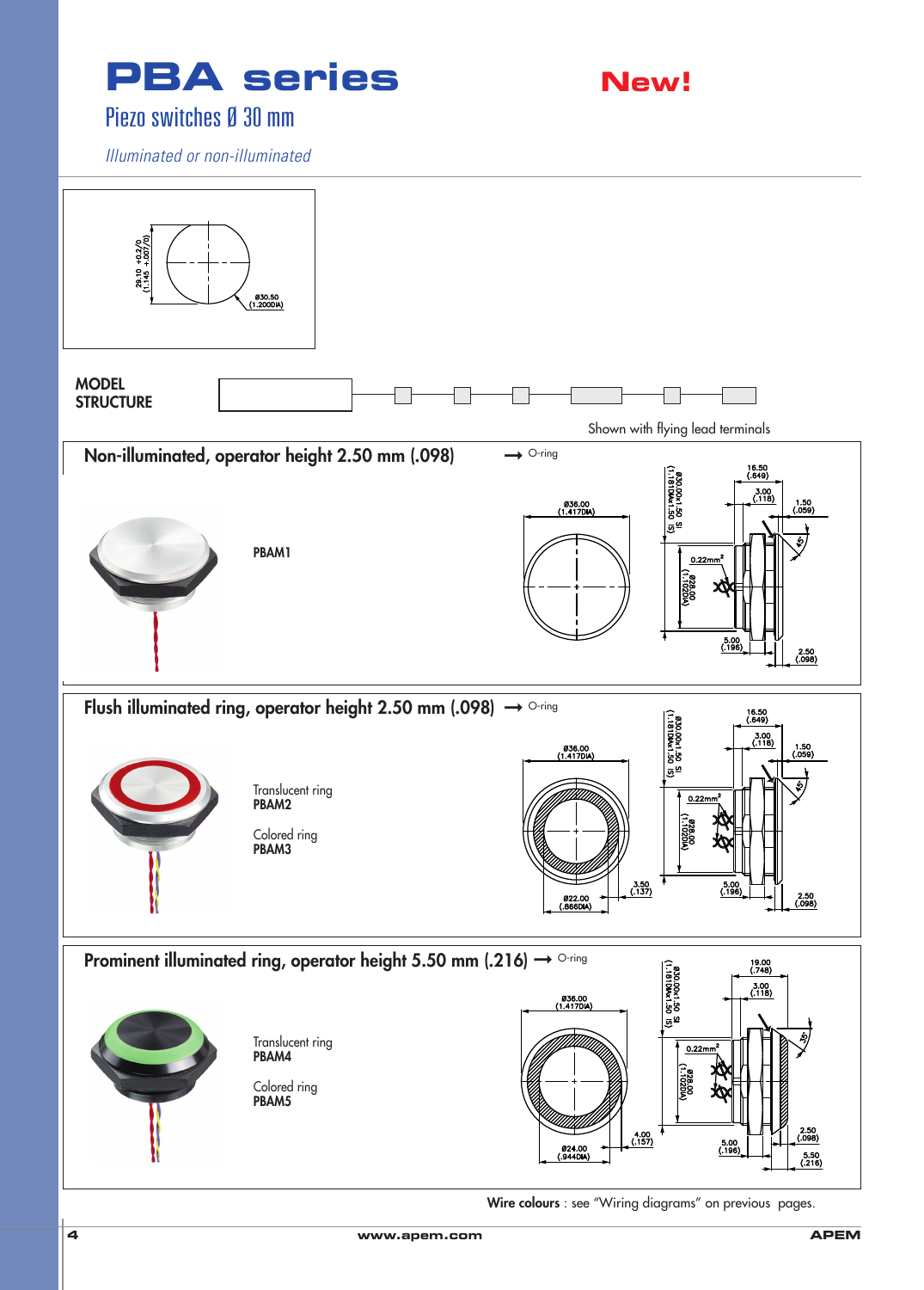# PBA series

**New!**

## Piezo switches Ø 30 mm

*Illuminated or non-illuminated*

29.10 +0.2/0 (1.145 +.007/0)

Ø30.50 (1.200DIA)

**MODEL STRUCTURE**

Shown with flying lead terminals

### Non-illuminated, operator height 2.50 mm (.098)

→ O-ring

**PBAM1**

Ø36.00 (1.417DIA)

Ø30.00x1.50 SI (1.181DIAx1.50 (S))

16.50 (.649)

3.00 (.118)

1.50 (.059)

45°

0.22mm²

Ø28.00 (1.102DIA)

5.00 (.196)

2.50 (.098)

### Flush illuminated ring, operator height 2.50 mm (.098)

→ O-ring

Translucent ring
**PBAM2**

Colored ring
**PBAM3**

Ø36.00 (1.417DIA)

Ø22.00 (.866DIA)

3.50 (.137)

Ø30.00x1.50 SI (1.181DIAx1.50 (S))

16.50 (.649)

3.00 (.118)

1.50 (.059)

45°

0.22mm²

Ø28.00 (1.102DIA)

5.00 (.196)

2.50 (.098)

### Prominent illuminated ring, operator height 5.50 mm (.216)

→ O-ring

Translucent ring
**PBAM4**

Colored ring
**PBAM5**

Ø36.00 (1.417DIA)

Ø24.00 (.944DIA)

4.00 (.157)

Ø30.00x1.50 SI (1.181DIAx1.50 (S))

19.00 (.748)

3.00 (.118)

35°

0.22mm²

Ø28.00 (1.102DIA)

5.00 (.196)

2.50 (.098)

5.50 (.216)

**Wire colours** : see "Wiring diagrams" on previous pages.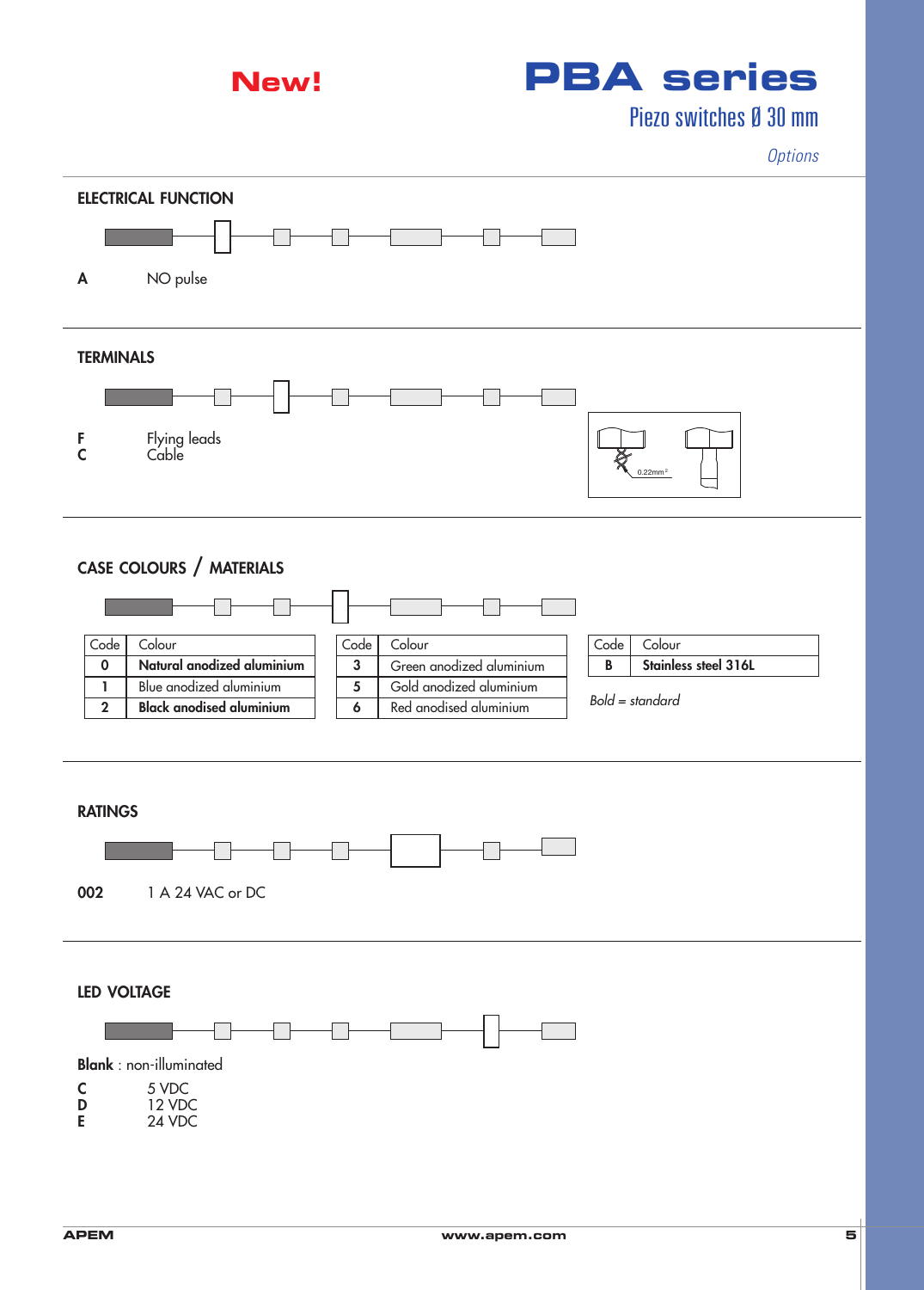**New!**

# PBA series

## Piezo switches Ø 30 mm

*Options*

### ELECTRICAL FUNCTION

**A** NO pulse

### TERMINALS

**F** Flying leads
**C** Cable

0.22mm²

### CASE COLOURS / MATERIALS

| Code | Colour |
|---|---|
| **0** | **Natural anodized aluminium** |
| **1** | Blue anodized aluminium |
| **2** | **Black anodised aluminium** |

| Code | Colour |
|---|---|
| **3** | Green anodized aluminium |
| **5** | Gold anodized aluminium |
| **6** | Red anodised aluminium |

| Code | Colour |
|---|---|
| **B** | **Stainless steel 316L** |

*Bold = standard*

### RATINGS

**002** 1 A 24 VAC or DC

### LED VOLTAGE

**Blank** : non-illuminated

**C** 5 VDC
**D** 12 VDC
**E** 24 VDC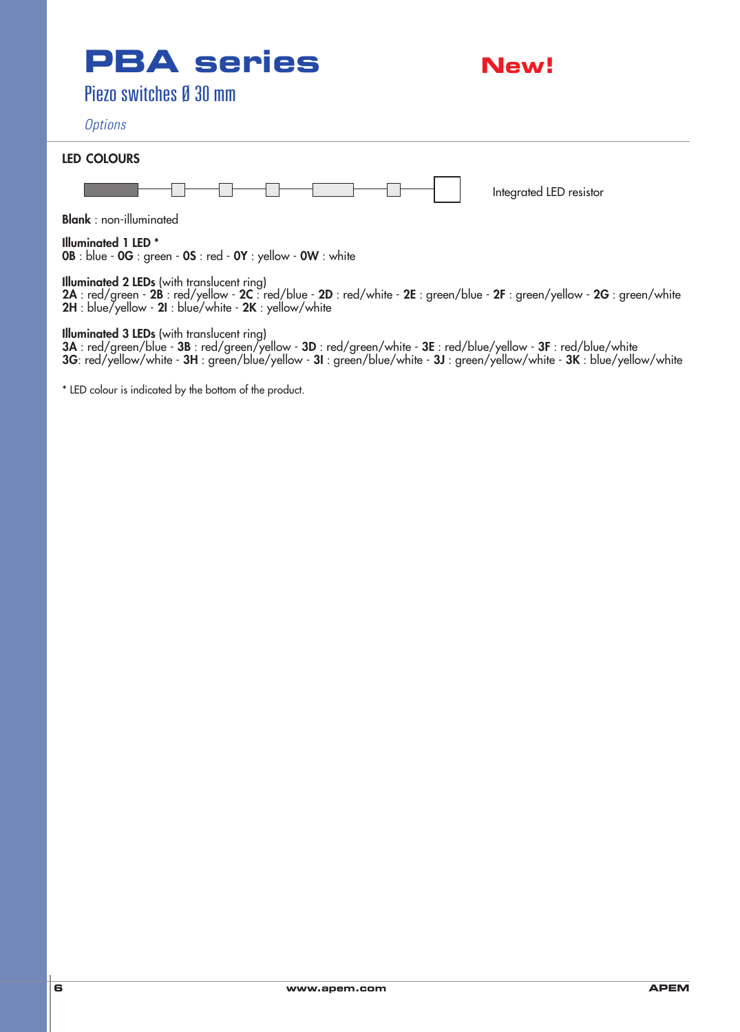# PBA series

**New!**

## Piezo switches Ø 30 mm

*Options*

### LED COLOURS

Integrated LED resistor

**Blank** : non-illuminated

**Illuminated 1 LED** *
**0B** : blue - **0G** : green - **0S** : red - **0Y** : yellow - **0W** : white

**Illuminated 2 LEDs** (with translucent ring)
**2A** : red/green - **2B** : red/yellow - **2C** : red/blue - **2D** : red/white - **2E** : green/blue - **2F** : green/yellow - **2G** : green/white
**2H** : blue/yellow - **2I** : blue/white - **2K** : yellow/white

**Illuminated 3 LEDs** (with translucent ring)
**3A** : red/green/blue - **3B** : red/green/yellow - **3D** : red/green/white - **3E** : red/blue/yellow - **3F** : red/blue/white
**3G**: red/yellow/white - **3H** : green/blue/yellow - **3I** : green/blue/white - **3J** : green/yellow/white - **3K** : blue/yellow/white

* LED colour is indicated by the bottom of the product.